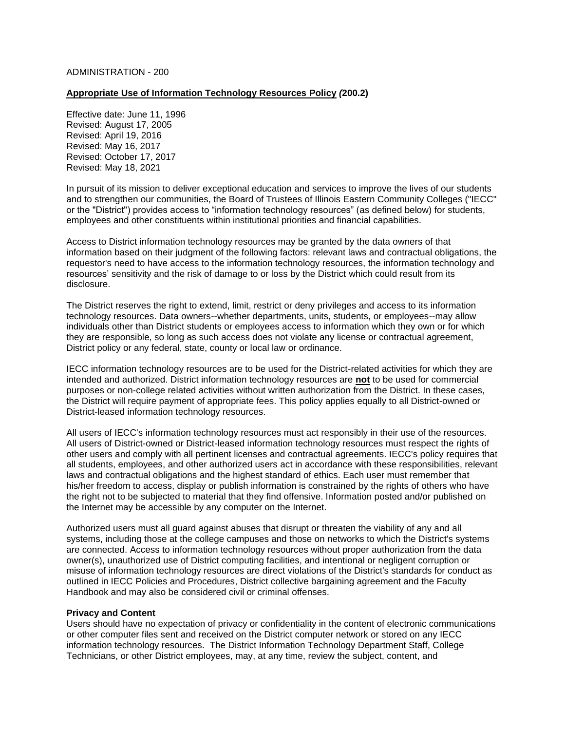ADMINISTRATION - 200

**Appropriate Use of Information Technology Resources Policy (200.2)**

Effective date: June 11, 1996
Revised: August 17, 2005
Revised: April 19, 2016
Revised: May 16, 2017
Revised: October 17, 2017
Revised: May 18, 2021

In pursuit of its mission to deliver exceptional education and services to improve the lives of our students and to strengthen our communities, the Board of Trustees of Illinois Eastern Community Colleges ("IECC" or the "District") provides access to "information technology resources" (as defined below) for students, employees and other constituents within institutional priorities and financial capabilities.

Access to District information technology resources may be granted by the data owners of that information based on their judgment of the following factors: relevant laws and contractual obligations, the requestor's need to have access to the information technology resources, the information technology and resources' sensitivity and the risk of damage to or loss by the District which could result from its disclosure.

The District reserves the right to extend, limit, restrict or deny privileges and access to its information technology resources. Data owners--whether departments, units, students, or employees--may allow individuals other than District students or employees access to information which they own or for which they are responsible, so long as such access does not violate any license or contractual agreement, District policy or any federal, state, county or local law or ordinance.

IECC information technology resources are to be used for the District-related activities for which they are intended and authorized. District information technology resources are **not** to be used for commercial purposes or non-college related activities without written authorization from the District. In these cases, the District will require payment of appropriate fees. This policy applies equally to all District-owned or District-leased information technology resources.

All users of IECC's information technology resources must act responsibly in their use of the resources. All users of District-owned or District-leased information technology resources must respect the rights of other users and comply with all pertinent licenses and contractual agreements. IECC's policy requires that all students, employees, and other authorized users act in accordance with these responsibilities, relevant laws and contractual obligations and the highest standard of ethics. Each user must remember that his/her freedom to access, display or publish information is constrained by the rights of others who have the right not to be subjected to material that they find offensive. Information posted and/or published on the Internet may be accessible by any computer on the Internet.

Authorized users must all guard against abuses that disrupt or threaten the viability of any and all systems, including those at the college campuses and those on networks to which the District's systems are connected. Access to information technology resources without proper authorization from the data owner(s), unauthorized use of District computing facilities, and intentional or negligent corruption or misuse of information technology resources are direct violations of the District's standards for conduct as outlined in IECC Policies and Procedures, District collective bargaining agreement and the Faculty Handbook and may also be considered civil or criminal offenses.

**Privacy and Content**

Users should have no expectation of privacy or confidentiality in the content of electronic communications or other computer files sent and received on the District computer network or stored on any IECC information technology resources. The District Information Technology Department Staff, College Technicians, or other District employees, may, at any time, review the subject, content, and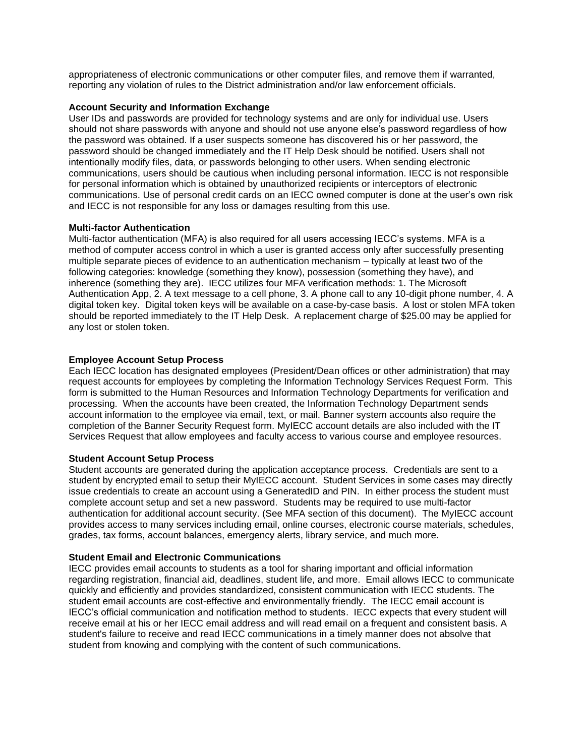appropriateness of electronic communications or other computer files, and remove them if warranted, reporting any violation of rules to the District administration and/or law enforcement officials.

**Account Security and Information Exchange**

User IDs and passwords are provided for technology systems and are only for individual use. Users should not share passwords with anyone and should not use anyone else's password regardless of how the password was obtained. If a user suspects someone has discovered his or her password, the password should be changed immediately and the IT Help Desk should be notified. Users shall not intentionally modify files, data, or passwords belonging to other users. When sending electronic communications, users should be cautious when including personal information. IECC is not responsible for personal information which is obtained by unauthorized recipients or interceptors of electronic communications. Use of personal credit cards on an IECC owned computer is done at the user's own risk and IECC is not responsible for any loss or damages resulting from this use.

**Multi-factor Authentication**

Multi-factor authentication (MFA) is also required for all users accessing IECC's systems. MFA is a method of computer access control in which a user is granted access only after successfully presenting multiple separate pieces of evidence to an authentication mechanism – typically at least two of the following categories: knowledge (something they know), possession (something they have), and inherence (something they are). IECC utilizes four MFA verification methods: 1. The Microsoft Authentication App, 2. A text message to a cell phone, 3. A phone call to any 10-digit phone number, 4. A digital token key. Digital token keys will be available on a case-by-case basis. A lost or stolen MFA token should be reported immediately to the IT Help Desk. A replacement charge of $25.00 may be applied for any lost or stolen token.

**Employee Account Setup Process**

Each IECC location has designated employees (President/Dean offices or other administration) that may request accounts for employees by completing the Information Technology Services Request Form. This form is submitted to the Human Resources and Information Technology Departments for verification and processing. When the accounts have been created, the Information Technology Department sends account information to the employee via email, text, or mail. Banner system accounts also require the completion of the Banner Security Request form. MyIECC account details are also included with the IT Services Request that allow employees and faculty access to various course and employee resources.

**Student Account Setup Process**

Student accounts are generated during the application acceptance process. Credentials are sent to a student by encrypted email to setup their MyIECC account. Student Services in some cases may directly issue credentials to create an account using a GeneratedID and PIN. In either process the student must complete account setup and set a new password. Students may be required to use multi-factor authentication for additional account security. (See MFA section of this document). The MyIECC account provides access to many services including email, online courses, electronic course materials, schedules, grades, tax forms, account balances, emergency alerts, library service, and much more.

**Student Email and Electronic Communications**

IECC provides email accounts to students as a tool for sharing important and official information regarding registration, financial aid, deadlines, student life, and more. Email allows IECC to communicate quickly and efficiently and provides standardized, consistent communication with IECC students. The student email accounts are cost-effective and environmentally friendly. The IECC email account is IECC's official communication and notification method to students. IECC expects that every student will receive email at his or her IECC email address and will read email on a frequent and consistent basis. A student's failure to receive and read IECC communications in a timely manner does not absolve that student from knowing and complying with the content of such communications.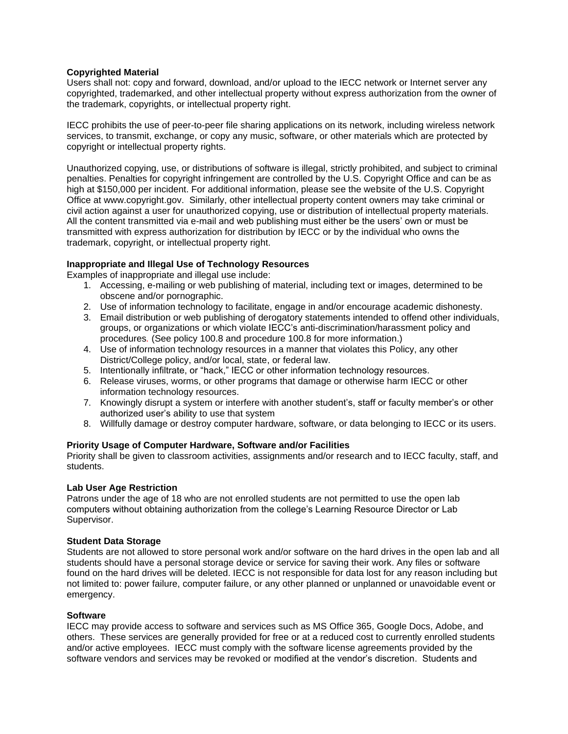**Copyrighted Material**
Users shall not: copy and forward, download, and/or upload to the IECC network or Internet server any copyrighted, trademarked, and other intellectual property without express authorization from the owner of the trademark, copyrights, or intellectual property right.

IECC prohibits the use of peer-to-peer file sharing applications on its network, including wireless network services, to transmit, exchange, or copy any music, software, or other materials which are protected by copyright or intellectual property rights.

Unauthorized copying, use, or distributions of software is illegal, strictly prohibited, and subject to criminal penalties. Penalties for copyright infringement are controlled by the U.S. Copyright Office and can be as high at $150,000 per incident. For additional information, please see the website of the U.S. Copyright Office at www.copyright.gov. Similarly, other intellectual property content owners may take criminal or civil action against a user for unauthorized copying, use or distribution of intellectual property materials. All the content transmitted via e-mail and web publishing must either be the users' own or must be transmitted with express authorization for distribution by IECC or by the individual who owns the trademark, copyright, or intellectual property right.

**Inappropriate and Illegal Use of Technology Resources**
Examples of inappropriate and illegal use include:

1. Accessing, e-mailing or web publishing of material, including text or images, determined to be obscene and/or pornographic.
2. Use of information technology to facilitate, engage in and/or encourage academic dishonesty.
3. Email distribution or web publishing of derogatory statements intended to offend other individuals, groups, or organizations or which violate IECC's anti-discrimination/harassment policy and procedures. (See policy 100.8 and procedure 100.8 for more information.)
4. Use of information technology resources in a manner that violates this Policy, any other District/College policy, and/or local, state, or federal law.
5. Intentionally infiltrate, or "hack," IECC or other information technology resources.
6. Release viruses, worms, or other programs that damage or otherwise harm IECC or other information technology resources.
7. Knowingly disrupt a system or interfere with another student's, staff or faculty member's or other authorized user's ability to use that system
8. Willfully damage or destroy computer hardware, software, or data belonging to IECC or its users.

**Priority Usage of Computer Hardware, Software and/or Facilities**
Priority shall be given to classroom activities, assignments and/or research and to IECC faculty, staff, and students.

**Lab User Age Restriction**
Patrons under the age of 18 who are not enrolled students are not permitted to use the open lab computers without obtaining authorization from the college's Learning Resource Director or Lab Supervisor.

**Student Data Storage**
Students are not allowed to store personal work and/or software on the hard drives in the open lab and all students should have a personal storage device or service for saving their work. Any files or software found on the hard drives will be deleted. IECC is not responsible for data lost for any reason including but not limited to: power failure, computer failure, or any other planned or unplanned or unavoidable event or emergency.

**Software**
IECC may provide access to software and services such as MS Office 365, Google Docs, Adobe, and others. These services are generally provided for free or at a reduced cost to currently enrolled students and/or active employees. IECC must comply with the software license agreements provided by the software vendors and services may be revoked or modified at the vendor's discretion. Students and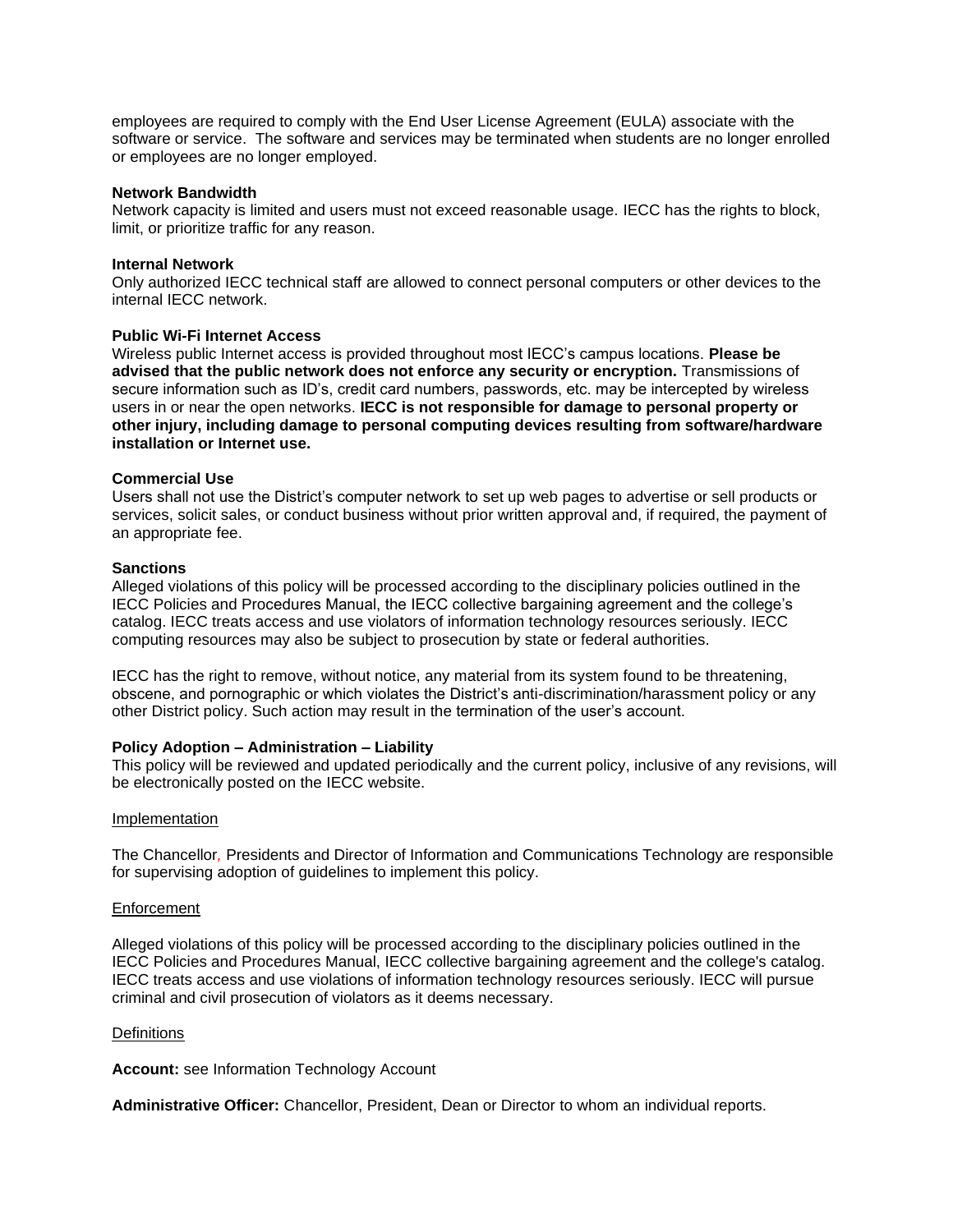employees are required to comply with the End User License Agreement (EULA) associate with the software or service. The software and services may be terminated when students are no longer enrolled or employees are no longer employed.

**Network Bandwidth**
Network capacity is limited and users must not exceed reasonable usage. IECC has the rights to block, limit, or prioritize traffic for any reason.

**Internal Network**
Only authorized IECC technical staff are allowed to connect personal computers or other devices to the internal IECC network.

**Public Wi-Fi Internet Access**
Wireless public Internet access is provided throughout most IECC's campus locations. **Please be advised that the public network does not enforce any security or encryption.** Transmissions of secure information such as ID's, credit card numbers, passwords, etc. may be intercepted by wireless users in or near the open networks. **IECC is not responsible for damage to personal property or other injury, including damage to personal computing devices resulting from software/hardware installation or Internet use.**

**Commercial Use**
Users shall not use the District's computer network to set up web pages to advertise or sell products or services, solicit sales, or conduct business without prior written approval and, if required, the payment of an appropriate fee.

**Sanctions**
Alleged violations of this policy will be processed according to the disciplinary policies outlined in the IECC Policies and Procedures Manual, the IECC collective bargaining agreement and the college's catalog. IECC treats access and use violators of information technology resources seriously. IECC computing resources may also be subject to prosecution by state or federal authorities.

IECC has the right to remove, without notice, any material from its system found to be threatening, obscene, and pornographic or which violates the District's anti-discrimination/harassment policy or any other District policy. Such action may result in the termination of the user's account.

**Policy Adoption – Administration – Liability**
This policy will be reviewed and updated periodically and the current policy, inclusive of any revisions, will be electronically posted on the IECC website.

Implementation

The Chancellor, Presidents and Director of Information and Communications Technology are responsible for supervising adoption of guidelines to implement this policy.

Enforcement

Alleged violations of this policy will be processed according to the disciplinary policies outlined in the IECC Policies and Procedures Manual, IECC collective bargaining agreement and the college's catalog. IECC treats access and use violations of information technology resources seriously. IECC will pursue criminal and civil prosecution of violators as it deems necessary.

Definitions

**Account:** see Information Technology Account

**Administrative Officer:** Chancellor, President, Dean or Director to whom an individual reports.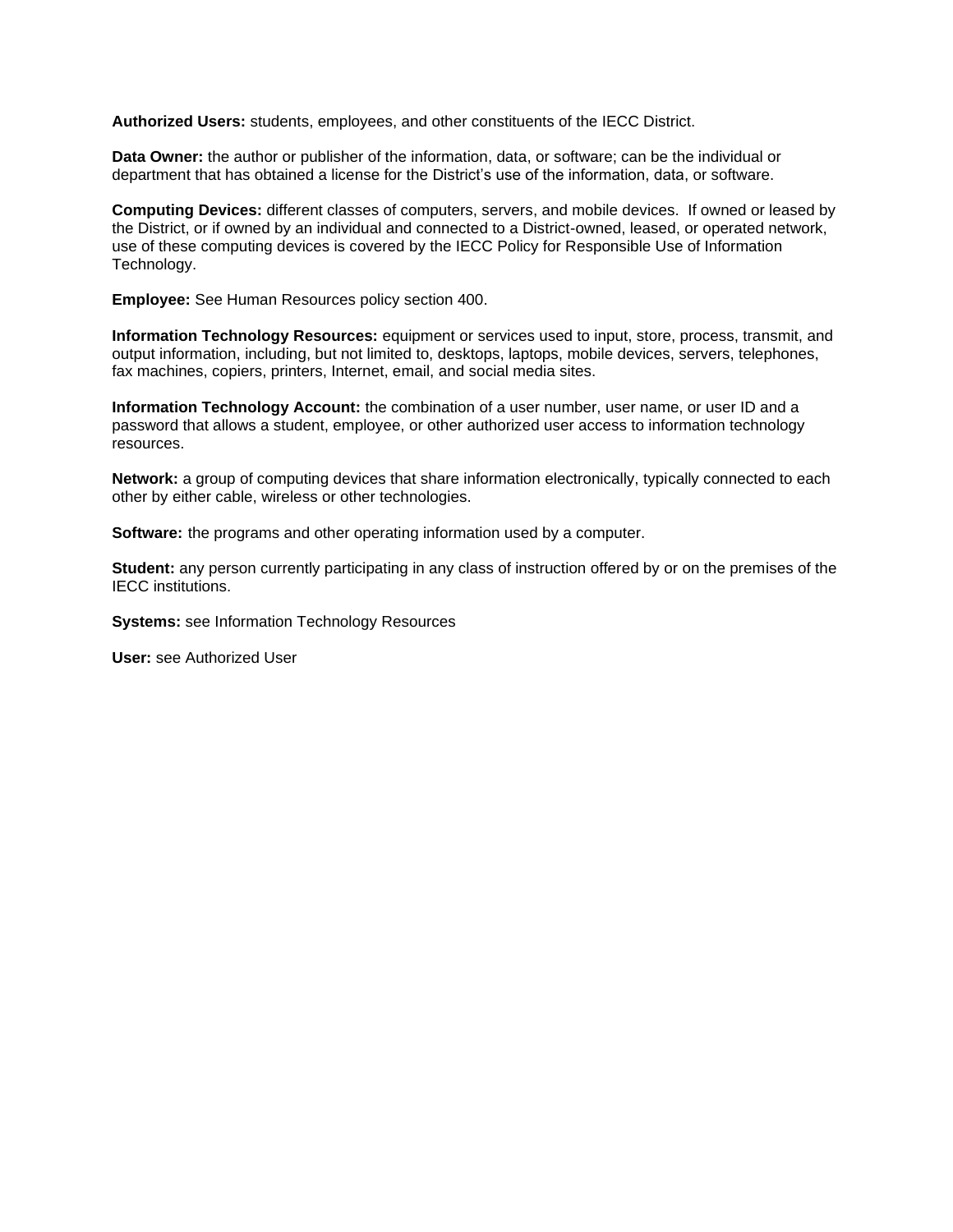**Authorized Users:** students, employees, and other constituents of the IECC District.

**Data Owner:** the author or publisher of the information, data, or software; can be the individual or department that has obtained a license for the District's use of the information, data, or software.

**Computing Devices:** different classes of computers, servers, and mobile devices. If owned or leased by the District, or if owned by an individual and connected to a District-owned, leased, or operated network, use of these computing devices is covered by the IECC Policy for Responsible Use of Information Technology.

**Employee:** See Human Resources policy section 400.

**Information Technology Resources:** equipment or services used to input, store, process, transmit, and output information, including, but not limited to, desktops, laptops, mobile devices, servers, telephones, fax machines, copiers, printers, Internet, email, and social media sites.

**Information Technology Account:** the combination of a user number, user name, or user ID and a password that allows a student, employee, or other authorized user access to information technology resources.

**Network:** a group of computing devices that share information electronically, typically connected to each other by either cable, wireless or other technologies.

**Software:** the programs and other operating information used by a computer.

**Student:** any person currently participating in any class of instruction offered by or on the premises of the IECC institutions.

**Systems:** see Information Technology Resources

**User:** see Authorized User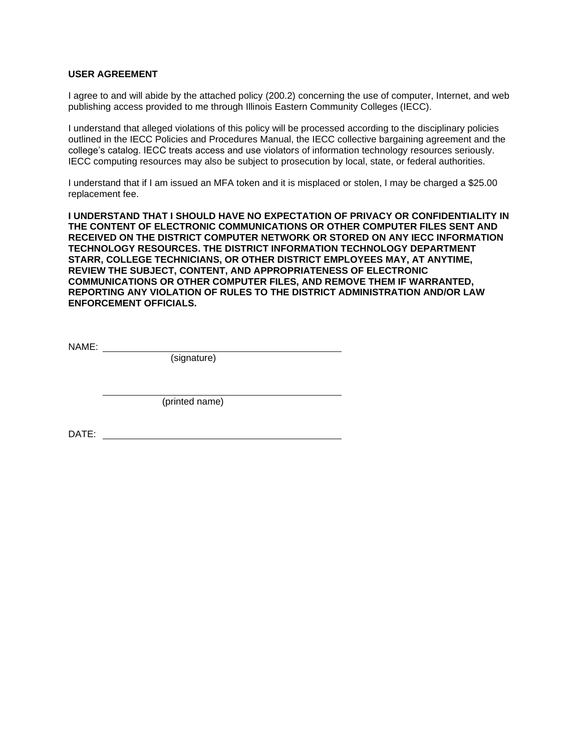**USER AGREEMENT**

I agree to and will abide by the attached policy (200.2) concerning the use of computer, Internet, and web publishing access provided to me through Illinois Eastern Community Colleges (IECC).

I understand that alleged violations of this policy will be processed according to the disciplinary policies outlined in the IECC Policies and Procedures Manual, the IECC collective bargaining agreement and the college's catalog. IECC treats access and use violators of information technology resources seriously. IECC computing resources may also be subject to prosecution by local, state, or federal authorities.

I understand that if I am issued an MFA token and it is misplaced or stolen, I may be charged a $25.00 replacement fee.

**I UNDERSTAND THAT I SHOULD HAVE NO EXPECTATION OF PRIVACY OR CONFIDENTIALITY IN THE CONTENT OF ELECTRONIC COMMUNICATIONS OR OTHER COMPUTER FILES SENT AND RECEIVED ON THE DISTRICT COMPUTER NETWORK OR STORED ON ANY IECC INFORMATION TECHNOLOGY RESOURCES. THE DISTRICT INFORMATION TECHNOLOGY DEPARTMENT STARR, COLLEGE TECHNICIANS, OR OTHER DISTRICT EMPLOYEES MAY, AT ANYTIME, REVIEW THE SUBJECT, CONTENT, AND APPROPRIATENESS OF ELECTRONIC COMMUNICATIONS OR OTHER COMPUTER FILES, AND REMOVE THEM IF WARRANTED, REPORTING ANY VIOLATION OF RULES TO THE DISTRICT ADMINISTRATION AND/OR LAW ENFORCEMENT OFFICIALS.**

NAME: ______________________________________
(signature)

______________________________________
(printed name)

DATE: ______________________________________